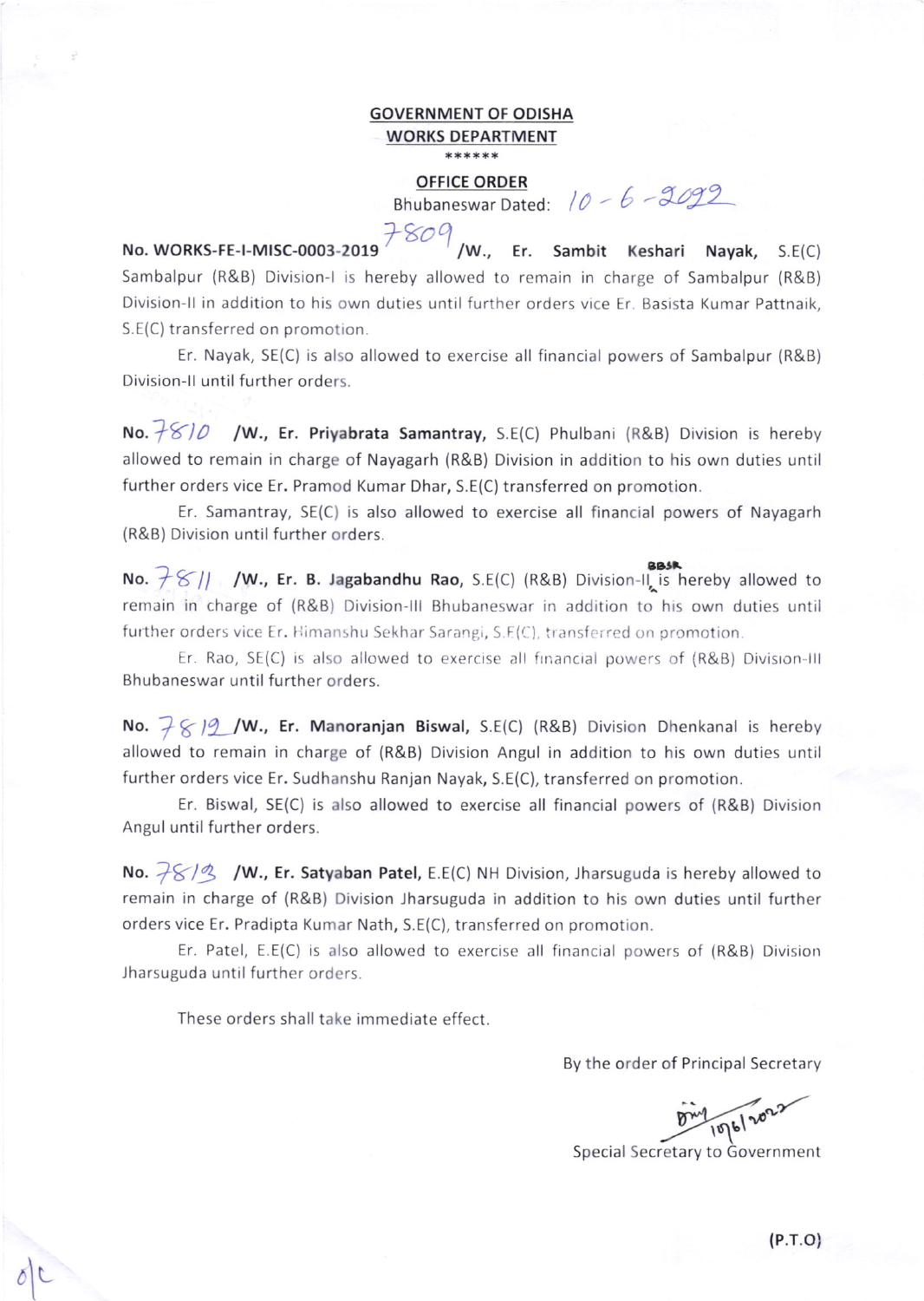**GOVERNMENT OF ODISHA**
**WORKS DEPARTMENT**
******

**OFFICE ORDER**
Bhubaneswar Dated: 10-6-2022

**No. WORKS-FE-I-MISC-0003-2019** 7809 **/W., Er. Sambit Keshari Nayak,** S.E(C) Sambalpur (R&B) Division-I is hereby allowed to remain in charge of Sambalpur (R&B) Division-II in addition to his own duties until further orders vice Er. Basista Kumar Pattnaik, S.E(C) transferred on promotion.

Er. Nayak, SE(C) is also allowed to exercise all financial powers of Sambalpur (R&B) Division-II until further orders.

**No.** 7810 **/W., Er. Priyabrata Samantray,** S.E(C) Phulbani (R&B) Division is hereby allowed to remain in charge of Nayagarh (R&B) Division in addition to his own duties until further orders vice Er. Pramod Kumar Dhar, S.E(C) transferred on promotion.

Er. Samantray, SE(C) is also allowed to exercise all financial powers of Nayagarh (R&B) Division until further orders.

**No.** 7811 **/W., Er. B. Jagabandhu Rao,** S.E(C) (R&B) Division-II BBSR is hereby allowed to remain in charge of (R&B) Division-III Bhubaneswar in addition to his own duties until further orders vice Er. Himanshu Sekhar Sarangi, S.E(C), transferred on promotion.

Er. Rao, SE(C) is also allowed to exercise all financial powers of (R&B) Division-III Bhubaneswar until further orders.

**No.** 7812 **/W., Er. Manoranjan Biswal,** S.E(C) (R&B) Division Dhenkanal is hereby allowed to remain in charge of (R&B) Division Angul in addition to his own duties until further orders vice Er. Sudhanshu Ranjan Nayak, S.E(C), transferred on promotion.

Er. Biswal, SE(C) is also allowed to exercise all financial powers of (R&B) Division Angul until further orders.

**No.** 7813 **/W., Er. Satyaban Patel,** E.E(C) NH Division, Jharsuguda is hereby allowed to remain in charge of (R&B) Division Jharsuguda in addition to his own duties until further orders vice Er. Pradipta Kumar Nath, S.E(C), transferred on promotion.

Er. Patel, E.E(C) is also allowed to exercise all financial powers of (R&B) Division Jharsuguda until further orders.

These orders shall take immediate effect.

By the order of Principal Secretary

10/6/2022
Special Secretary to Government

**(P.T.O)**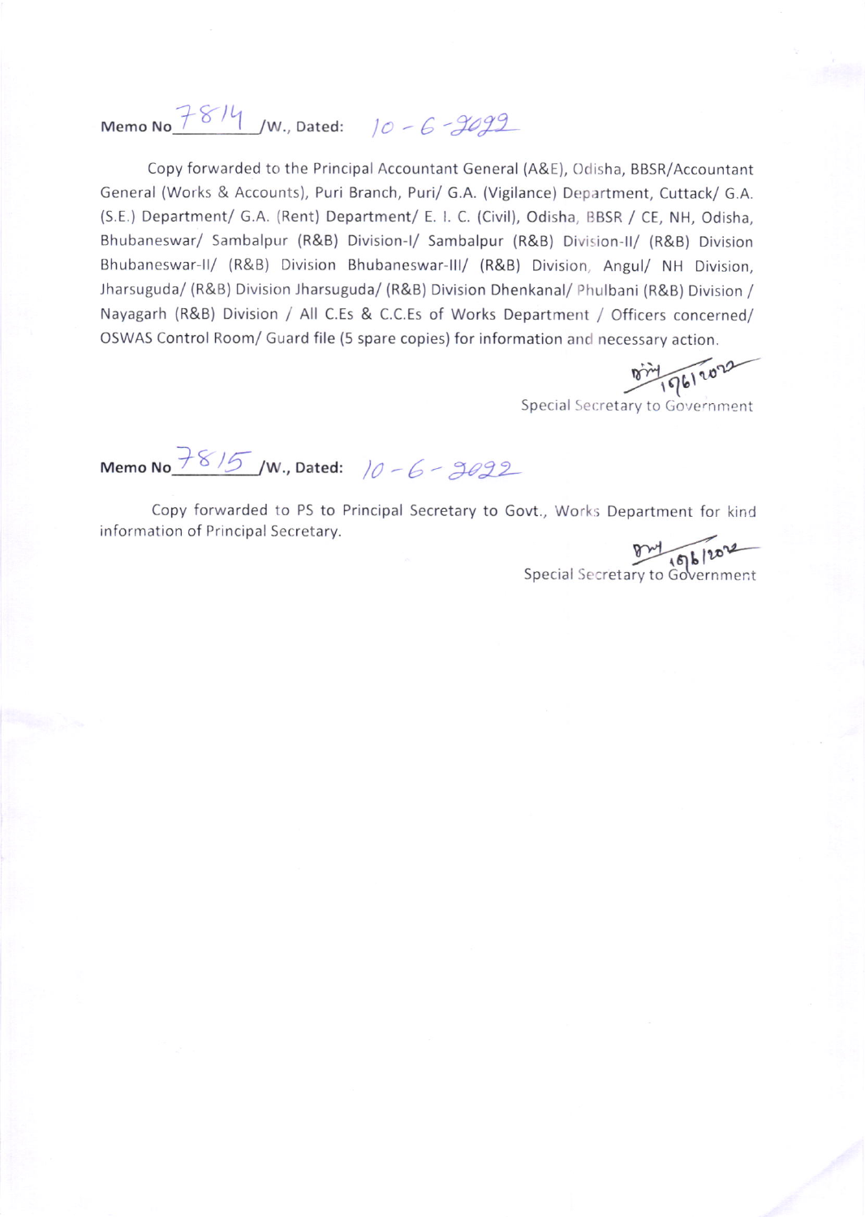Memo No 7814 /W., Dated: 10-6-2022

Copy forwarded to the Principal Accountant General (A&E), Odisha, BBSR/Accountant General (Works & Accounts), Puri Branch, Puri/ G.A. (Vigilance) Department, Cuttack/ G.A. (S.E.) Department/ G.A. (Rent) Department/ E. I. C. (Civil), Odisha, BBSR / CE, NH, Odisha, Bhubaneswar/ Sambalpur (R&B) Division-I/ Sambalpur (R&B) Division-II/ (R&B) Division Bhubaneswar-II/ (R&B) Division Bhubaneswar-III/ (R&B) Division, Angul/ NH Division, Jharsuguda/ (R&B) Division Jharsuguda/ (R&B) Division Dhenkanal/ Phulbani (R&B) Division / Nayagarh (R&B) Division / All C.Es & C.C.Es of Works Department / Officers concerned/ OSWAS Control Room/ Guard file (5 spare copies) for information and necessary action.

10/6/2022

Special Secretary to Government

Memo No 7815 /W., Dated: 10-6-2022

Copy forwarded to PS to Principal Secretary to Govt., Works Department for kind information of Principal Secretary.

10/6/2022

Special Secretary to Government